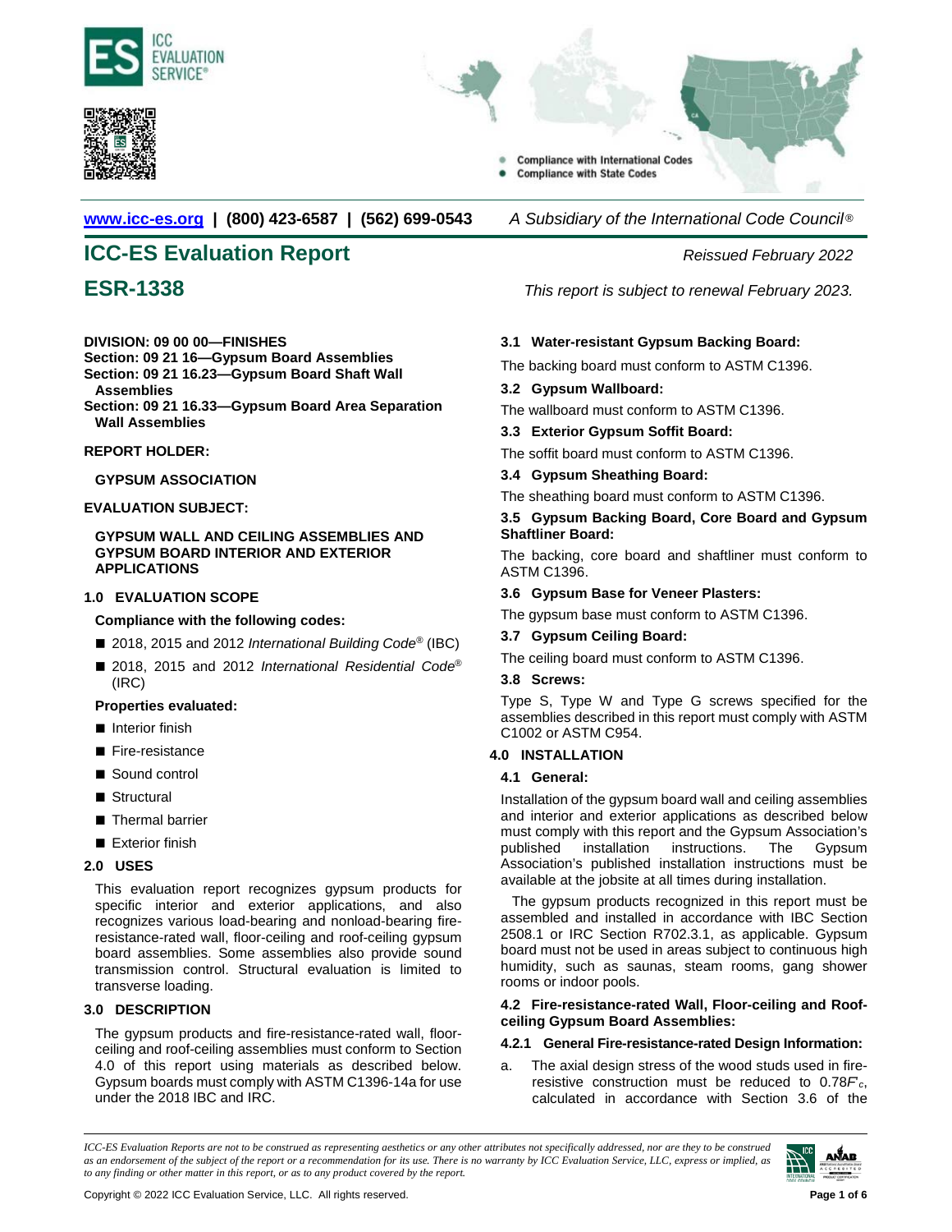www.icc-es.org | (800) 423-6587 | (562) 699-0543 *A Subsidiary of the International Code Council®*

# ICC-ES Evaluation Report

*Reissued February 2022*

## ESR-1338

*This report is subject to renewal February 2023.*

**DIVISION: 09 00 00—FINISHES**
**Section: 09 21 16—Gypsum Board Assemblies**
**Section: 09 21 16.23—Gypsum Board Shaft Wall Assemblies**
**Section: 09 21 16.33—Gypsum Board Area Separation Wall Assemblies**

**REPORT HOLDER:**

**GYPSUM ASSOCIATION**

**EVALUATION SUBJECT:**

**GYPSUM WALL AND CEILING ASSEMBLIES AND GYPSUM BOARD INTERIOR AND EXTERIOR APPLICATIONS**

### 1.0 EVALUATION SCOPE

**Compliance with the following codes:**

- 2018, 2015 and 2012 *International Building Code®* (IBC)
- 2018, 2015 and 2012 *International Residential Code®* (IRC)

**Properties evaluated:**

- Interior finish
- Fire-resistance
- Sound control
- Structural
- Thermal barrier
- Exterior finish

### 2.0 USES

This evaluation report recognizes gypsum products for specific interior and exterior applications, and also recognizes various load-bearing and nonload-bearing fire-resistance-rated wall, floor-ceiling and roof-ceiling gypsum board assemblies. Some assemblies also provide sound transmission control. Structural evaluation is limited to transverse loading.

### 3.0 DESCRIPTION

The gypsum products and fire-resistance-rated wall, floor-ceiling and roof-ceiling assemblies must conform to Section 4.0 of this report using materials as described below. Gypsum boards must comply with ASTM C1396-14a for use under the 2018 IBC and IRC.

#### 3.1 Water-resistant Gypsum Backing Board:

The backing board must conform to ASTM C1396.

#### 3.2 Gypsum Wallboard:

The wallboard must conform to ASTM C1396.

#### 3.3 Exterior Gypsum Soffit Board:

The soffit board must conform to ASTM C1396.

#### 3.4 Gypsum Sheathing Board:

The sheathing board must conform to ASTM C1396.

#### 3.5 Gypsum Backing Board, Core Board and Gypsum Shaftliner Board:

The backing, core board and shaftliner must conform to ASTM C1396.

#### 3.6 Gypsum Base for Veneer Plasters:

The gypsum base must conform to ASTM C1396.

#### 3.7 Gypsum Ceiling Board:

The ceiling board must conform to ASTM C1396.

#### 3.8 Screws:

Type S, Type W and Type G screws specified for the assemblies described in this report must comply with ASTM C1002 or ASTM C954.

### 4.0 INSTALLATION

#### 4.1 General:

Installation of the gypsum board wall and ceiling assemblies and interior and exterior applications as described below must comply with this report and the Gypsum Association's published installation instructions. The Gypsum Association's published installation instructions must be available at the jobsite at all times during installation.

The gypsum products recognized in this report must be assembled and installed in accordance with IBC Section 2508.1 or IRC Section R702.3.1, as applicable. Gypsum board must not be used in areas subject to continuous high humidity, such as saunas, steam rooms, gang shower rooms or indoor pools.

#### 4.2 Fire-resistance-rated Wall, Floor-ceiling and Roof-ceiling Gypsum Board Assemblies:

**4.2.1 General Fire-resistance-rated Design Information:**

a. The axial design stress of the wood studs used in fire-resistive construction must be reduced to $0.78F'_c$, calculated in accordance with Section 3.6 of the

*ICC-ES Evaluation Reports are not to be construed as representing aesthetics or any other attributes not specifically addressed, nor are they to be construed as an endorsement of the subject of the report or a recommendation for its use. There is no warranty by ICC Evaluation Service, LLC, express or implied, as to any finding or other matter in this report, or as to any product covered by the report.*

Copyright © 2022 ICC Evaluation Service, LLC. All rights reserved.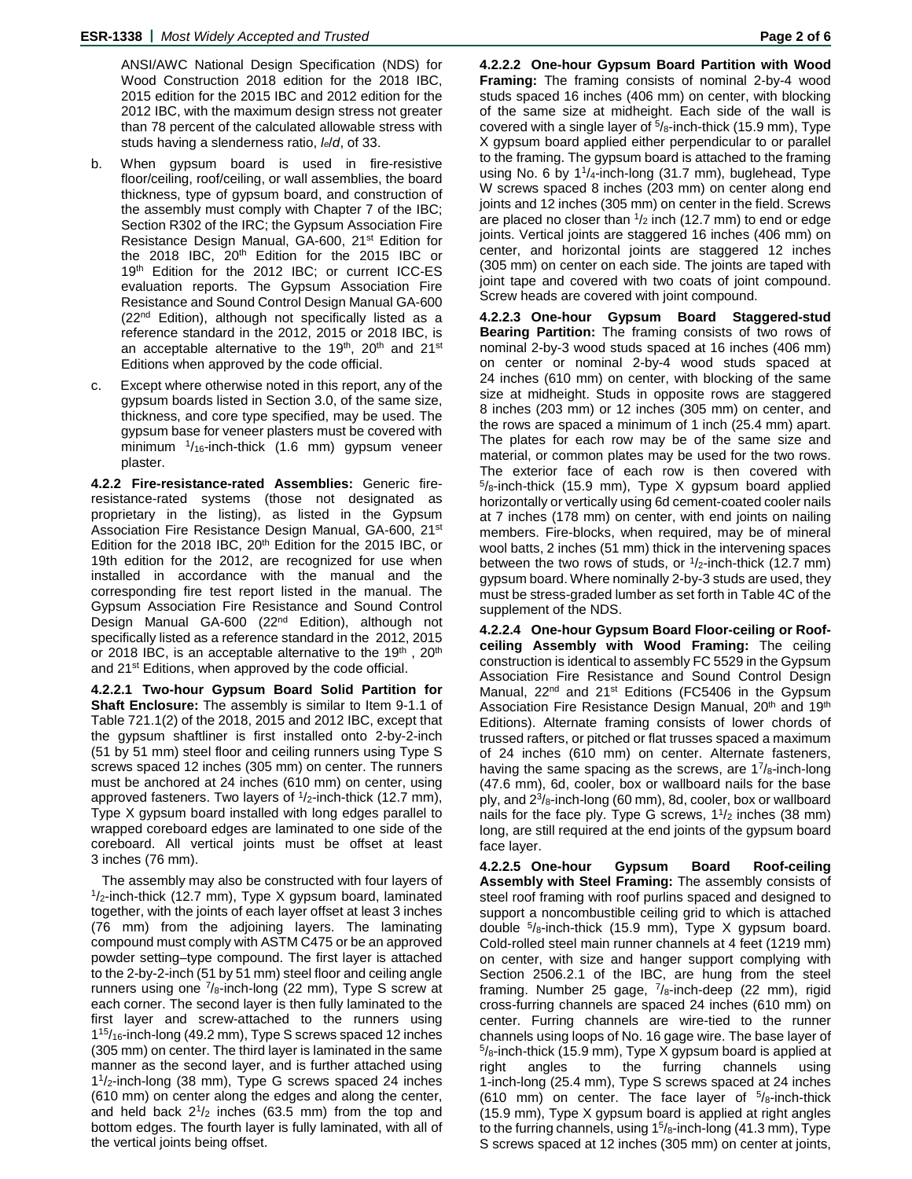ANSI/AWC National Design Specification (NDS) for Wood Construction 2018 edition for the 2018 IBC, 2015 edition for the 2015 IBC and 2012 edition for the 2012 IBC, with the maximum design stress not greater than 78 percent of the calculated allowable stress with studs having a slenderness ratio, $l_e/d$, of 33.

b. When gypsum board is used in fire-resistive floor/ceiling, roof/ceiling, or wall assemblies, the board thickness, type of gypsum board, and construction of the assembly must comply with Chapter 7 of the IBC; Section R302 of the IRC; the Gypsum Association Fire Resistance Design Manual, GA-600, 21st Edition for the 2018 IBC, 20th Edition for the 2015 IBC or 19th Edition for the 2012 IBC; or current ICC-ES evaluation reports. The Gypsum Association Fire Resistance and Sound Control Design Manual GA-600 (22nd Edition), although not specifically listed as a reference standard in the 2012, 2015 or 2018 IBC, is an acceptable alternative to the 19th, 20th and 21st Editions when approved by the code official.

c. Except where otherwise noted in this report, any of the gypsum boards listed in Section 3.0, of the same size, thickness, and core type specified, may be used. The gypsum base for veneer plasters must be covered with minimum $^1/_{16}$-inch-thick (1.6 mm) gypsum veneer plaster.

**4.2.2 Fire-resistance-rated Assemblies:** Generic fire-resistance-rated systems (those not designated as proprietary in the listing), as listed in the Gypsum Association Fire Resistance Design Manual, GA-600, 21st Edition for the 2018 IBC, 20th Edition for the 2015 IBC, or 19th edition for the 2012, are recognized for use when installed in accordance with the manual and the corresponding fire test report listed in the manual. The Gypsum Association Fire Resistance and Sound Control Design Manual GA-600 (22nd Edition), although not specifically listed as a reference standard in the 2012, 2015 or 2018 IBC, is an acceptable alternative to the 19th, 20th and 21st Editions, when approved by the code official.

**4.2.2.1 Two-hour Gypsum Board Solid Partition for Shaft Enclosure:** The assembly is similar to Item 9-1.1 of Table 721.1(2) of the 2018, 2015 and 2012 IBC, except that the gypsum shaftliner is first installed onto 2-by-2-inch (51 by 51 mm) steel floor and ceiling runners using Type S screws spaced 12 inches (305 mm) on center. The runners must be anchored at 24 inches (610 mm) on center, using approved fasteners. Two layers of $^1/_2$-inch-thick (12.7 mm), Type X gypsum board installed with long edges parallel to wrapped coreboard edges are laminated to one side of the coreboard. All vertical joints must be offset at least 3 inches (76 mm).

The assembly may also be constructed with four layers of $^1/_2$-inch-thick (12.7 mm), Type X gypsum board, laminated together, with the joints of each layer offset at least 3 inches (76 mm) from the adjoining layers. The laminating compound must comply with ASTM C475 or be an approved powder setting–type compound. The first layer is attached to the 2-by-2-inch (51 by 51 mm) steel floor and ceiling angle runners using one $^7/_8$-inch-long (22 mm), Type S screw at each corner. The second layer is then fully laminated to the first layer and screw-attached to the runners using $1^{15}/_{16}$-inch-long (49.2 mm), Type S screws spaced 12 inches (305 mm) on center. The third layer is laminated in the same manner as the second layer, and is further attached using $1^1/_2$-inch-long (38 mm), Type G screws spaced 24 inches (610 mm) on center along the edges and along the center, and held back $2^1/_2$ inches (63.5 mm) from the top and bottom edges. The fourth layer is fully laminated, with all of the vertical joints being offset.

**4.2.2.2 One-hour Gypsum Board Partition with Wood Framing:** The framing consists of nominal 2-by-4 wood studs spaced 16 inches (406 mm) on center, with blocking of the same size at midheight. Each side of the wall is covered with a single layer of $^5/_8$-inch-thick (15.9 mm), Type X gypsum board applied either perpendicular to or parallel to the framing. The gypsum board is attached to the framing using No. 6 by $1^1/_4$-inch-long (31.7 mm), buglehead, Type W screws spaced 8 inches (203 mm) on center along end joints and 12 inches (305 mm) on center in the field. Screws are placed no closer than $^1/_2$ inch (12.7 mm) to end or edge joints. Vertical joints are staggered 16 inches (406 mm) on center, and horizontal joints are staggered 12 inches (305 mm) on center on each side. The joints are taped with joint tape and covered with two coats of joint compound. Screw heads are covered with joint compound.

**4.2.2.3 One-hour Gypsum Board Staggered-stud Bearing Partition:** The framing consists of two rows of nominal 2-by-3 wood studs spaced at 16 inches (406 mm) on center or nominal 2-by-4 wood studs spaced at 24 inches (610 mm) on center, with blocking of the same size at midheight. Studs in opposite rows are staggered 8 inches (203 mm) or 12 inches (305 mm) on center, and the rows are spaced a minimum of 1 inch (25.4 mm) apart. The plates for each row may be of the same size and material, or common plates may be used for the two rows. The exterior face of each row is then covered with $^5/_8$-inch-thick (15.9 mm), Type X gypsum board applied horizontally or vertically using 6d cement-coated cooler nails at 7 inches (178 mm) on center, with end joints on nailing members. Fire-blocks, when required, may be of mineral wool batts, 2 inches (51 mm) thick in the intervening spaces between the two rows of studs, or $^1/_2$-inch-thick (12.7 mm) gypsum board. Where nominally 2-by-3 studs are used, they must be stress-graded lumber as set forth in Table 4C of the supplement of the NDS.

**4.2.2.4 One-hour Gypsum Board Floor-ceiling or Roof-ceiling Assembly with Wood Framing:** The ceiling construction is identical to assembly FC 5529 in the Gypsum Association Fire Resistance and Sound Control Design Manual, 22nd and 21st Editions (FC5406 in the Gypsum Association Fire Resistance Design Manual, 20th and 19th Editions). Alternate framing consists of lower chords of trussed rafters, or pitched or flat trusses spaced a maximum of 24 inches (610 mm) on center. Alternate fasteners, having the same spacing as the screws, are $1^7/_8$-inch-long (47.6 mm), 6d, cooler, box or wallboard nails for the base ply, and $2^3/_8$-inch-long (60 mm), 8d, cooler, box or wallboard nails for the face ply. Type G screws, $1^1/_2$ inches (38 mm) long, are still required at the end joints of the gypsum board face layer.

**4.2.2.5 One-hour Gypsum Board Roof-ceiling Assembly with Steel Framing:** The assembly consists of steel roof framing with roof purlins spaced and designed to support a noncombustible ceiling grid to which is attached double $^5/_8$-inch-thick (15.9 mm), Type X gypsum board. Cold-rolled steel main runner channels at 4 feet (1219 mm) on center, with size and hanger support complying with Section 2506.2.1 of the IBC, are hung from the steel framing. Number 25 gage, $^7/_8$-inch-deep (22 mm), rigid cross-furring channels are spaced 24 inches (610 mm) on center. Furring channels are wire-tied to the runner channels using loops of No. 16 gage wire. The base layer of $^5/_8$-inch-thick (15.9 mm), Type X gypsum board is applied at right angles to the furring channels using 1-inch-long (25.4 mm), Type S screws spaced at 24 inches (610 mm) on center. The face layer of $^5/_8$-inch-thick (15.9 mm), Type X gypsum board is applied at right angles to the furring channels, using $1^5/_8$-inch-long (41.3 mm), Type S screws spaced at 12 inches (305 mm) on center at joints,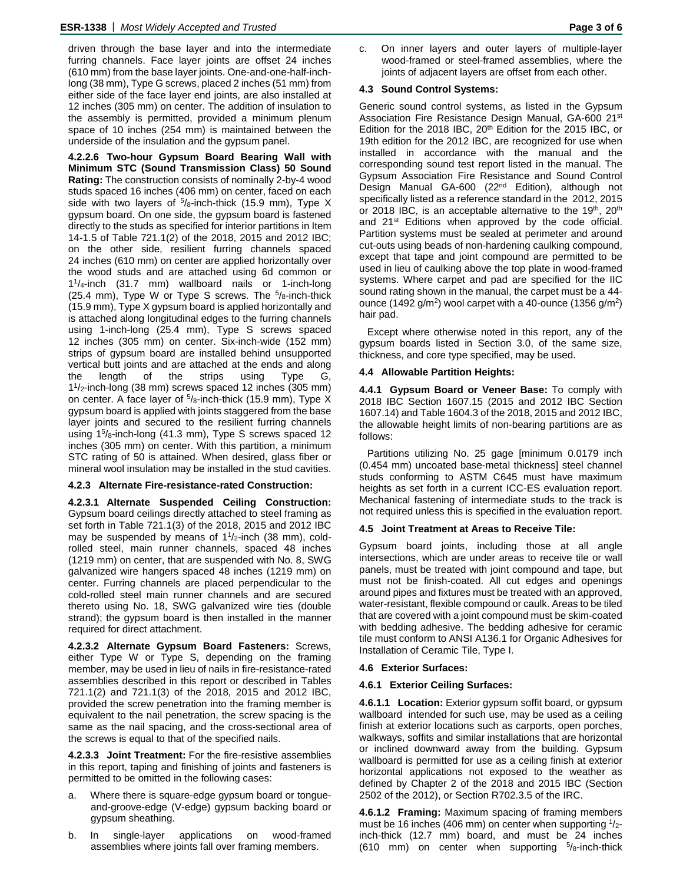driven through the base layer and into the intermediate furring channels. Face layer joints are offset 24 inches (610 mm) from the base layer joints. One-and-one-half-inch-long (38 mm), Type G screws, placed 2 inches (51 mm) from either side of the face layer end joints, are also installed at 12 inches (305 mm) on center. The addition of insulation to the assembly is permitted, provided a minimum plenum space of 10 inches (254 mm) is maintained between the underside of the insulation and the gypsum panel.

**4.2.2.6 Two-hour Gypsum Board Bearing Wall with Minimum STC (Sound Transmission Class) 50 Sound Rating:** The construction consists of nominally 2-by-4 wood studs spaced 16 inches (406 mm) on center, faced on each side with two layers of $^5/_8$-inch-thick (15.9 mm), Type X gypsum board. On one side, the gypsum board is fastened directly to the studs as specified for interior partitions in Item 14-1.5 of Table 721.1(2) of the 2018, 2015 and 2012 IBC; on the other side, resilient furring channels spaced 24 inches (610 mm) on center are applied horizontally over the wood studs and are attached using 6d common or $1^1/_4$-inch (31.7 mm) wallboard nails or 1-inch-long (25.4 mm), Type W or Type S screws. The $^5/_8$-inch-thick (15.9 mm), Type X gypsum board is applied horizontally and is attached along longitudinal edges to the furring channels using 1-inch-long (25.4 mm), Type S screws spaced 12 inches (305 mm) on center. Six-inch-wide (152 mm) strips of gypsum board are installed behind unsupported vertical butt joints and are attached at the ends and along the length of the strips using Type G, $1^1/_2$-inch-long (38 mm) screws spaced 12 inches (305 mm) on center. A face layer of $^5/_8$-inch-thick (15.9 mm), Type X gypsum board is applied with joints staggered from the base layer joints and secured to the resilient furring channels using $1^5/_8$-inch-long (41.3 mm), Type S screws spaced 12 inches (305 mm) on center. With this partition, a minimum STC rating of 50 is attained. When desired, glass fiber or mineral wool insulation may be installed in the stud cavities.

### 4.2.3 Alternate Fire-resistance-rated Construction:

**4.2.3.1 Alternate Suspended Ceiling Construction:** Gypsum board ceilings directly attached to steel framing as set forth in Table 721.1(3) of the 2018, 2015 and 2012 IBC may be suspended by means of $1^1/_2$-inch (38 mm), cold-rolled steel, main runner channels, spaced 48 inches (1219 mm) on center, that are suspended with No. 8, SWG galvanized wire hangers spaced 48 inches (1219 mm) on center. Furring channels are placed perpendicular to the cold-rolled steel main runner channels and are secured thereto using No. 18, SWG galvanized wire ties (double strand); the gypsum board is then installed in the manner required for direct attachment.

**4.2.3.2 Alternate Gypsum Board Fasteners:** Screws, either Type W or Type S, depending on the framing member, may be used in lieu of nails in fire-resistance-rated assemblies described in this report or described in Tables 721.1(2) and 721.1(3) of the 2018, 2015 and 2012 IBC, provided the screw penetration into the framing member is equivalent to the nail penetration, the screw spacing is the same as the nail spacing, and the cross-sectional area of the screws is equal to that of the specified nails.

**4.2.3.3 Joint Treatment:** For the fire-resistive assemblies in this report, taping and finishing of joints and fasteners is permitted to be omitted in the following cases:

a. Where there is square-edge gypsum board or tongue-and-groove-edge (V-edge) gypsum backing board or gypsum sheathing.

b. In single-layer applications on wood-framed assemblies where joints fall over framing members.

c. On inner layers and outer layers of multiple-layer wood-framed or steel-framed assemblies, where the joints of adjacent layers are offset from each other.

### 4.3 Sound Control Systems:

Generic sound control systems, as listed in the Gypsum Association Fire Resistance Design Manual, GA-600 21st Edition for the 2018 IBC, 20th Edition for the 2015 IBC, or 19th edition for the 2012 IBC, are recognized for use when installed in accordance with the manual and the corresponding sound test report listed in the manual. The Gypsum Association Fire Resistance and Sound Control Design Manual GA-600 (22nd Edition), although not specifically listed as a reference standard in the 2012, 2015 or 2018 IBC, is an acceptable alternative to the 19th, 20th and 21st Editions when approved by the code official. Partition systems must be sealed at perimeter and around cut-outs using beads of non-hardening caulking compound, except that tape and joint compound are permitted to be used in lieu of caulking above the top plate in wood-framed systems. Where carpet and pad are specified for the IIC sound rating shown in the manual, the carpet must be a 44-ounce (1492 g/m$^2$) wool carpet with a 40-ounce (1356 g/m$^2$) hair pad.

Except where otherwise noted in this report, any of the gypsum boards listed in Section 3.0, of the same size, thickness, and core type specified, may be used.

### 4.4 Allowable Partition Heights:

**4.4.1 Gypsum Board or Veneer Base:** To comply with 2018 IBC Section 1607.15 (2015 and 2012 IBC Section 1607.14) and Table 1604.3 of the 2018, 2015 and 2012 IBC, the allowable height limits of non-bearing partitions are as follows:

Partitions utilizing No. 25 gage [minimum 0.0179 inch (0.454 mm) uncoated base-metal thickness] steel channel studs conforming to ASTM C645 must have maximum heights as set forth in a current ICC-ES evaluation report. Mechanical fastening of intermediate studs to the track is not required unless this is specified in the evaluation report.

### 4.5 Joint Treatment at Areas to Receive Tile:

Gypsum board joints, including those at all angle intersections, which are under areas to receive tile or wall panels, must be treated with joint compound and tape, but must not be finish-coated. All cut edges and openings around pipes and fixtures must be treated with an approved, water-resistant, flexible compound or caulk. Areas to be tiled that are covered with a joint compound must be skim-coated with bedding adhesive. The bedding adhesive for ceramic tile must conform to ANSI A136.1 for Organic Adhesives for Installation of Ceramic Tile, Type I.

### 4.6 Exterior Surfaces:

#### 4.6.1 Exterior Ceiling Surfaces:

**4.6.1.1 Location:** Exterior gypsum soffit board, or gypsum wallboard intended for such use, may be used as a ceiling finish at exterior locations such as carports, open porches, walkways, soffits and similar installations that are horizontal or inclined downward away from the building. Gypsum wallboard is permitted for use as a ceiling finish at exterior horizontal applications not exposed to the weather as defined by Chapter 2 of the 2018 and 2015 IBC (Section 2502 of the 2012), or Section R702.3.5 of the IRC.

**4.6.1.2 Framing:** Maximum spacing of framing members must be 16 inches (406 mm) on center when supporting $^1/_2$-inch-thick (12.7 mm) board, and must be 24 inches (610 mm) on center when supporting $^5/_8$-inch-thick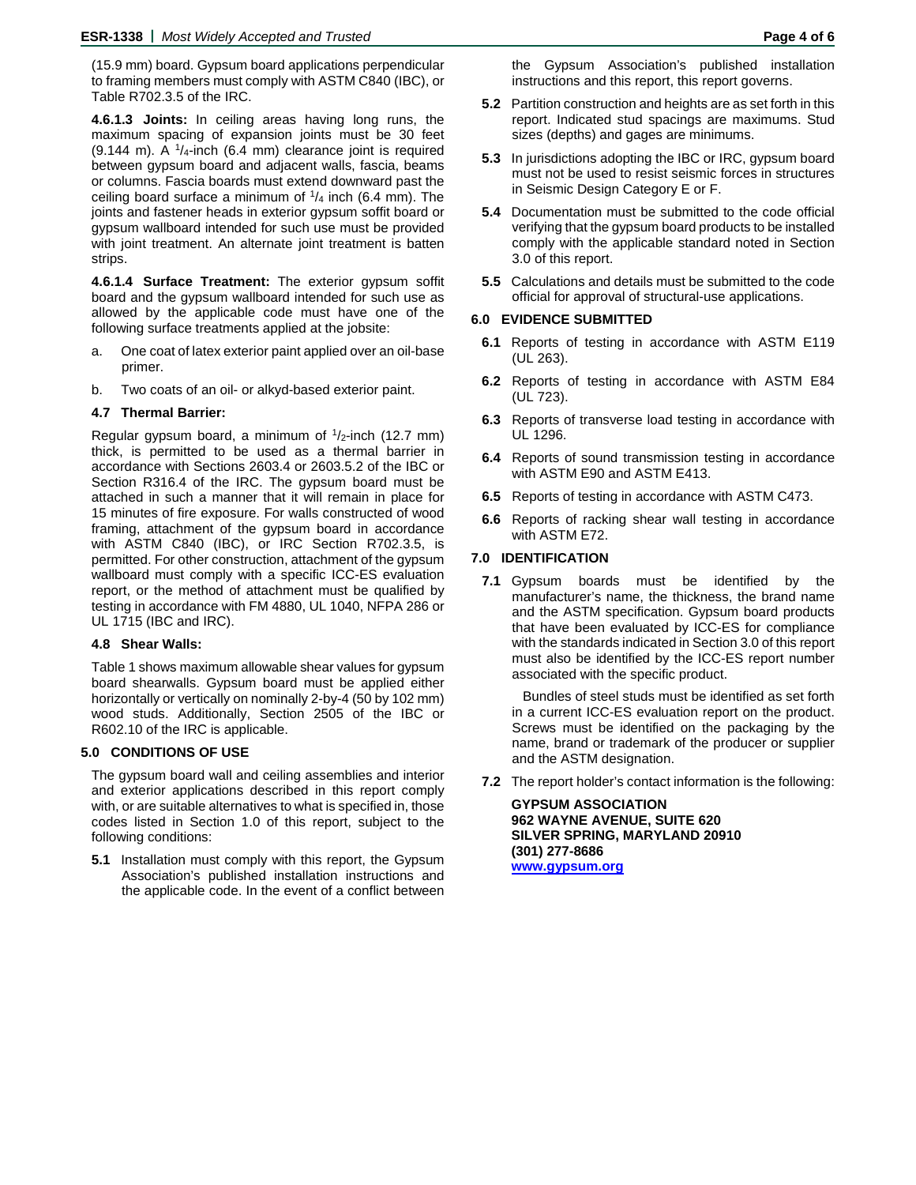(15.9 mm) board. Gypsum board applications perpendicular to framing members must comply with ASTM C840 (IBC), or Table R702.3.5 of the IRC.

**4.6.1.3 Joints:** In ceiling areas having long runs, the maximum spacing of expansion joints must be 30 feet (9.144 m). A $^{1}/_{4}$-inch (6.4 mm) clearance joint is required between gypsum board and adjacent walls, fascia, beams or columns. Fascia boards must extend downward past the ceiling board surface a minimum of $^{1}/_{4}$ inch (6.4 mm). The joints and fastener heads in exterior gypsum soffit board or gypsum wallboard intended for such use must be provided with joint treatment. An alternate joint treatment is batten strips.

**4.6.1.4 Surface Treatment:** The exterior gypsum soffit board and the gypsum wallboard intended for such use as allowed by the applicable code must have one of the following surface treatments applied at the jobsite:

a. One coat of latex exterior paint applied over an oil-base primer.

b. Two coats of an oil- or alkyd-based exterior paint.

### 4.7 Thermal Barrier:

Regular gypsum board, a minimum of $^{1}/_{2}$-inch (12.7 mm) thick, is permitted to be used as a thermal barrier in accordance with Sections 2603.4 or 2603.5.2 of the IBC or Section R316.4 of the IRC. The gypsum board must be attached in such a manner that it will remain in place for 15 minutes of fire exposure. For walls constructed of wood framing, attachment of the gypsum board in accordance with ASTM C840 (IBC), or IRC Section R702.3.5, is permitted. For other construction, attachment of the gypsum wallboard must comply with a specific ICC-ES evaluation report, or the method of attachment must be qualified by testing in accordance with FM 4880, UL 1040, NFPA 286 or UL 1715 (IBC and IRC).

### 4.8 Shear Walls:

Table 1 shows maximum allowable shear values for gypsum board shearwalls. Gypsum board must be applied either horizontally or vertically on nominally 2-by-4 (50 by 102 mm) wood studs. Additionally, Section 2505 of the IBC or R602.10 of the IRC is applicable.

## 5.0 CONDITIONS OF USE

The gypsum board wall and ceiling assemblies and interior and exterior applications described in this report comply with, or are suitable alternatives to what is specified in, those codes listed in Section 1.0 of this report, subject to the following conditions:

**5.1** Installation must comply with this report, the Gypsum Association's published installation instructions and the applicable code. In the event of a conflict between the Gypsum Association's published installation instructions and this report, this report governs.

**5.2** Partition construction and heights are as set forth in this report. Indicated stud spacings are maximums. Stud sizes (depths) and gages are minimums.

**5.3** In jurisdictions adopting the IBC or IRC, gypsum board must not be used to resist seismic forces in structures in Seismic Design Category E or F.

**5.4** Documentation must be submitted to the code official verifying that the gypsum board products to be installed comply with the applicable standard noted in Section 3.0 of this report.

**5.5** Calculations and details must be submitted to the code official for approval of structural-use applications.

## 6.0 EVIDENCE SUBMITTED

**6.1** Reports of testing in accordance with ASTM E119 (UL 263).

**6.2** Reports of testing in accordance with ASTM E84 (UL 723).

**6.3** Reports of transverse load testing in accordance with UL 1296.

**6.4** Reports of sound transmission testing in accordance with ASTM E90 and ASTM E413.

**6.5** Reports of testing in accordance with ASTM C473.

**6.6** Reports of racking shear wall testing in accordance with ASTM E72.

## 7.0 IDENTIFICATION

**7.1** Gypsum boards must be identified by the manufacturer's name, the thickness, the brand name and the ASTM specification. Gypsum board products that have been evaluated by ICC-ES for compliance with the standards indicated in Section 3.0 of this report must also be identified by the ICC-ES report number associated with the specific product.

Bundles of steel studs must be identified as set forth in a current ICC-ES evaluation report on the product. Screws must be identified on the packaging by the name, brand or trademark of the producer or supplier and the ASTM designation.

**7.2** The report holder's contact information is the following:

**GYPSUM ASSOCIATION**
**962 WAYNE AVENUE, SUITE 620**
**SILVER SPRING, MARYLAND 20910**
**(301) 277-8686**
**www.gypsum.org**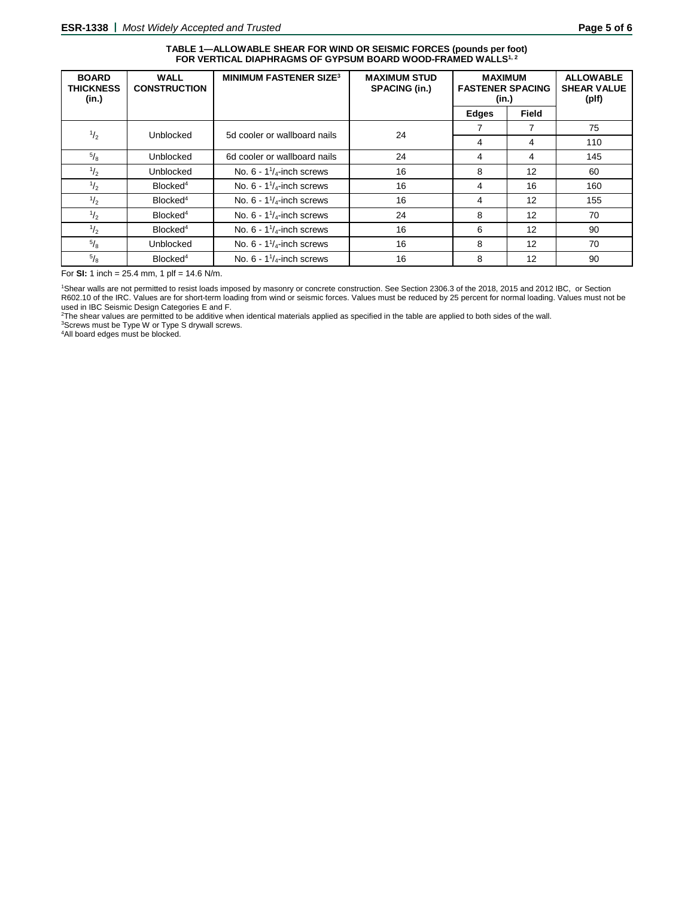**TABLE 1—ALLOWABLE SHEAR FOR WIND OR SEISMIC FORCES (pounds per foot) FOR VERTICAL DIAPHRAGMS OF GYPSUM BOARD WOOD-FRAMED WALLS[1, 2]**

| BOARD THICKNESS (in.) | WALL CONSTRUCTION | MINIMUM FASTENER SIZE[3] | MAXIMUM STUD SPACING (in.) | MAXIMUM FASTENER SPACING (in.) | | ALLOWABLE SHEAR VALUE (plf) |
|---|---|---|---|---|---|---|
| | | | | Edges | Field | |
| $^1/_2$ | Unblocked | 5d cooler or wallboard nails | 24 | 7 | 7 | 75 |
| | | | | 4 | 4 | 110 |
| $^5/_8$ | Unblocked | 6d cooler or wallboard nails | 24 | 4 | 4 | 145 |
| $^1/_2$ | Unblocked | No. 6 - $1^1/_4$-inch screws | 16 | 8 | 12 | 60 |
| $^1/_2$ | Blocked[4] | No. 6 - $1^1/_4$-inch screws | 16 | 4 | 16 | 160 |
| $^1/_2$ | Blocked[4] | No. 6 - $1^1/_4$-inch screws | 16 | 4 | 12 | 155 |
| $^1/_2$ | Blocked[4] | No. 6 - $1^1/_4$-inch screws | 24 | 8 | 12 | 70 |
| $^1/_2$ | Blocked[4] | No. 6 - $1^1/_4$-inch screws | 16 | 6 | 12 | 90 |
| $^5/_8$ | Unblocked | No. 6 - $1^1/_4$-inch screws | 16 | 8 | 12 | 70 |
| $^5/_8$ | Blocked[4] | No. 6 - $1^1/_4$-inch screws | 16 | 8 | 12 | 90 |

For **SI:** 1 inch = 25.4 mm, 1 plf = 14.6 N/m.

[1]Shear walls are not permitted to resist loads imposed by masonry or concrete construction. See Section 2306.3 of the 2018, 2015 and 2012 IBC, or Section R602.10 of the IRC. Values are for short-term loading from wind or seismic forces. Values must be reduced by 25 percent for normal loading. Values must not be used in IBC Seismic Design Categories E and F.

[2]The shear values are permitted to be additive when identical materials applied as specified in the table are applied to both sides of the wall.

[3]Screws must be Type W or Type S drywall screws.

[4]All board edges must be blocked.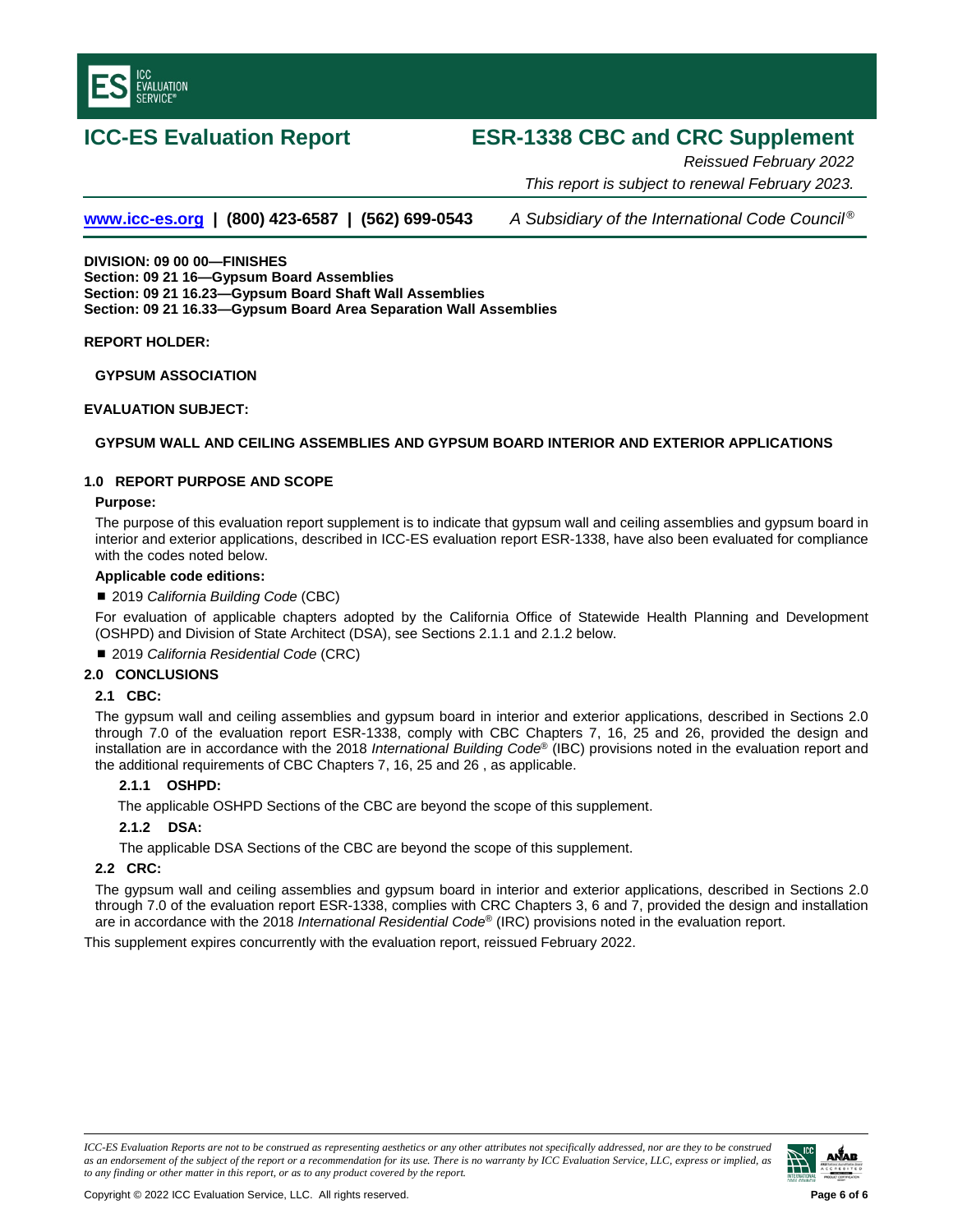# ICC-ES Evaluation Report

# ESR-1338 CBC and CRC Supplement

*Reissued February 2022*

*This report is subject to renewal February 2023.*

**www.icc-es.org | (800) 423-6587 | (562) 699-0543** *A Subsidiary of the International Code Council®*

**DIVISION: 09 00 00—FINISHES**
**Section: 09 21 16—Gypsum Board Assemblies**
**Section: 09 21 16.23—Gypsum Board Shaft Wall Assemblies**
**Section: 09 21 16.33—Gypsum Board Area Separation Wall Assemblies**

**REPORT HOLDER:**

**GYPSUM ASSOCIATION**

**EVALUATION SUBJECT:**

**GYPSUM WALL AND CEILING ASSEMBLIES AND GYPSUM BOARD INTERIOR AND EXTERIOR APPLICATIONS**

## 1.0 REPORT PURPOSE AND SCOPE

**Purpose:**

The purpose of this evaluation report supplement is to indicate that gypsum wall and ceiling assemblies and gypsum board in interior and exterior applications, described in ICC-ES evaluation report ESR-1338, have also been evaluated for compliance with the codes noted below.

**Applicable code editions:**

- 2019 *California Building Code* (CBC)

For evaluation of applicable chapters adopted by the California Office of Statewide Health Planning and Development (OSHPD) and Division of State Architect (DSA), see Sections 2.1.1 and 2.1.2 below.

- 2019 *California Residential Code* (CRC)

## 2.0 CONCLUSIONS

### 2.1 CBC:

The gypsum wall and ceiling assemblies and gypsum board in interior and exterior applications, described in Sections 2.0 through 7.0 of the evaluation report ESR-1338, comply with CBC Chapters 7, 16, 25 and 26, provided the design and installation are in accordance with the 2018 *International Building Code*® (IBC) provisions noted in the evaluation report and the additional requirements of CBC Chapters 7, 16, 25 and 26 , as applicable.

#### 2.1.1 OSHPD:

The applicable OSHPD Sections of the CBC are beyond the scope of this supplement.

#### 2.1.2 DSA:

The applicable DSA Sections of the CBC are beyond the scope of this supplement.

### 2.2 CRC:

The gypsum wall and ceiling assemblies and gypsum board in interior and exterior applications, described in Sections 2.0 through 7.0 of the evaluation report ESR-1338, complies with CRC Chapters 3, 6 and 7, provided the design and installation are in accordance with the 2018 *International Residential Code*® (IRC) provisions noted in the evaluation report.

This supplement expires concurrently with the evaluation report, reissued February 2022.

*ICC-ES Evaluation Reports are not to be construed as representing aesthetics or any other attributes not specifically addressed, nor are they to be construed as an endorsement of the subject of the report or a recommendation for its use. There is no warranty by ICC Evaluation Service, LLC, express or implied, as to any finding or other matter in this report, or as to any product covered by the report.*

Copyright © 2022 ICC Evaluation Service, LLC. All rights reserved.